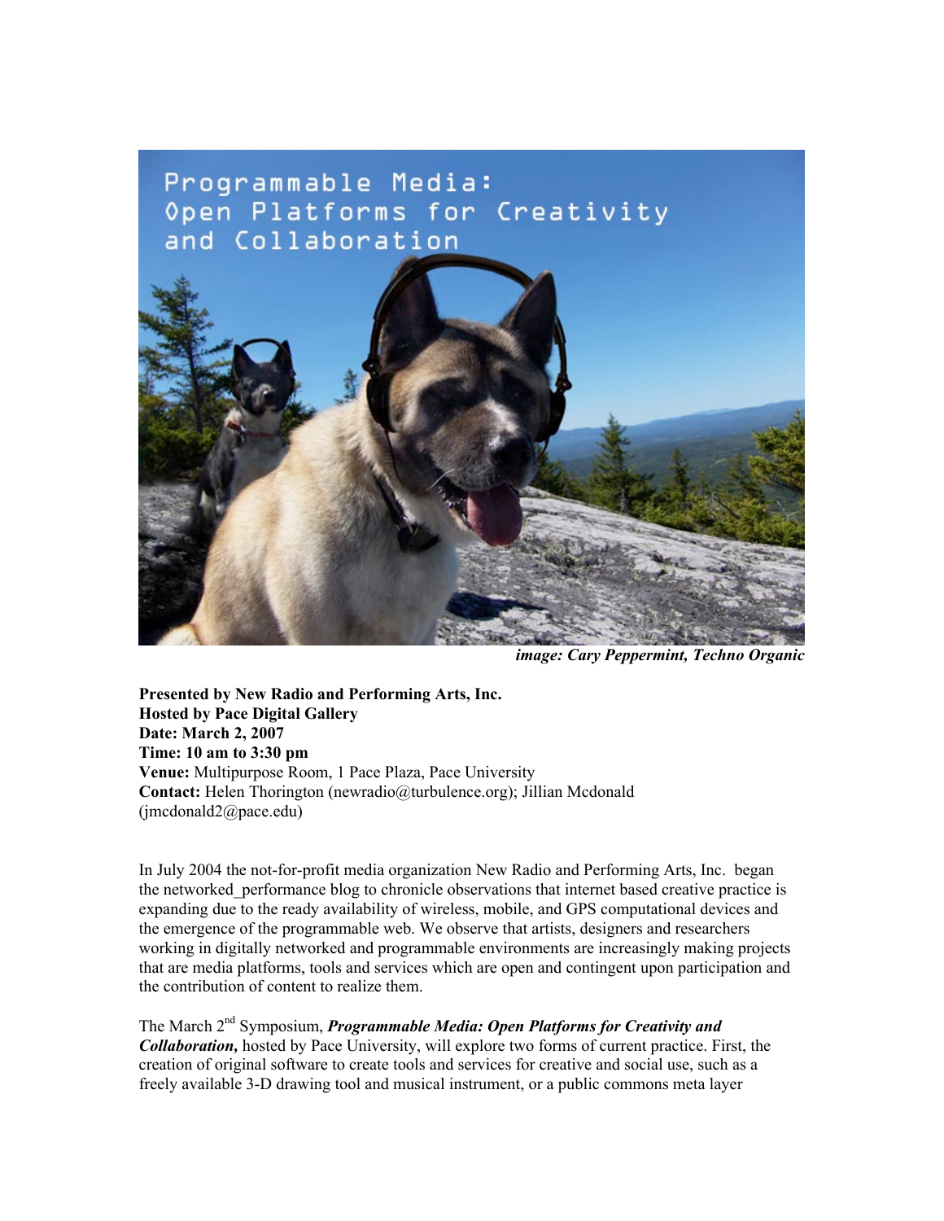Programmable Media: Open Platforms for Creativity and Collaboration

***image: Cary Peppermint, Techno Organic***

**Presented by New Radio and Performing Arts, Inc.**
**Hosted by Pace Digital Gallery**
**Date: March 2, 2007**
**Time: 10 am to 3:30 pm**
**Venue:** Multipurpose Room, 1 Pace Plaza, Pace University
**Contact:** Helen Thorington (newradio@turbulence.org); Jillian Mcdonald (jmcdonald2@pace.edu)

In July 2004 the not-for-profit media organization New Radio and Performing Arts, Inc. began the networked_performance blog to chronicle observations that internet based creative practice is expanding due to the ready availability of wireless, mobile, and GPS computational devices and the emergence of the programmable web. We observe that artists, designers and researchers working in digitally networked and programmable environments are increasingly making projects that are media platforms, tools and services which are open and contingent upon participation and the contribution of content to realize them.

The March 2nd Symposium, ***Programmable Media: Open Platforms for Creativity and Collaboration,*** hosted by Pace University, will explore two forms of current practice. First, the creation of original software to create tools and services for creative and social use, such as a freely available 3-D drawing tool and musical instrument, or a public commons meta layer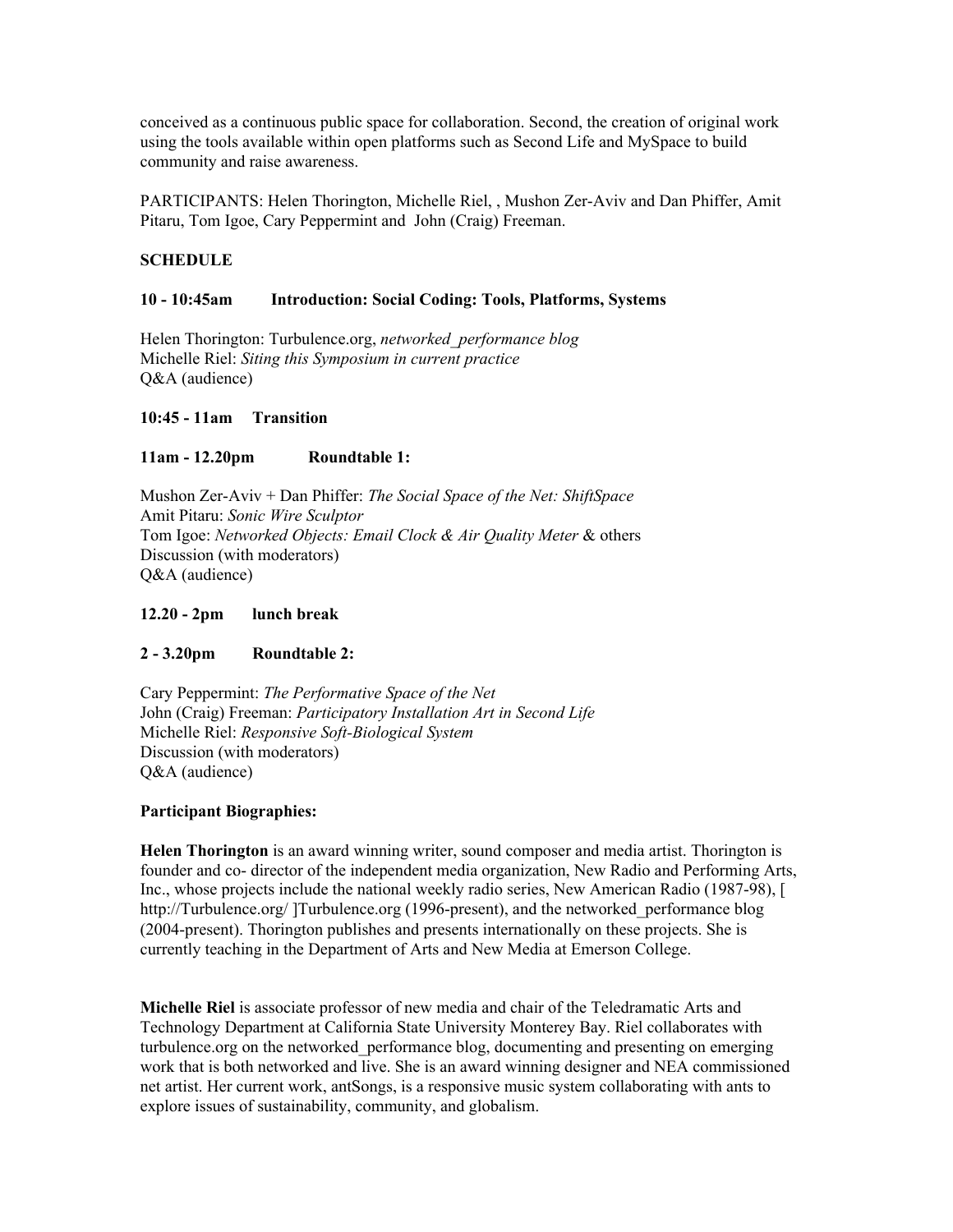conceived as a continuous public space for collaboration. Second, the creation of original work using the tools available within open platforms such as Second Life and MySpace to build community and raise awareness.

PARTICIPANTS: Helen Thorington, Michelle Riel, , Mushon Zer-Aviv and Dan Phiffer, Amit Pitaru, Tom Igoe, Cary Peppermint and John (Craig) Freeman.

**SCHEDULE**

**10 - 10:45am Introduction: Social Coding: Tools, Platforms, Systems**

Helen Thorington: Turbulence.org, *networked_performance blog*
Michelle Riel: *Siting this Symposium in current practice*
Q&A (audience)

**10:45 - 11am Transition**

**11am - 12.20pm Roundtable 1:**

Mushon Zer-Aviv + Dan Phiffer: *The Social Space of the Net: ShiftSpace*
Amit Pitaru: *Sonic Wire Sculptor*
Tom Igoe: *Networked Objects: Email Clock & Air Quality Meter* & others
Discussion (with moderators)
Q&A (audience)

**12.20 - 2pm lunch break**

**2 - 3.20pm Roundtable 2:**

Cary Peppermint: *The Performative Space of the Net*
John (Craig) Freeman: *Participatory Installation Art in Second Life*
Michelle Riel: *Responsive Soft-Biological System*
Discussion (with moderators)
Q&A (audience)

**Participant Biographies:**

**Helen Thorington** is an award winning writer, sound composer and media artist. Thorington is founder and co- director of the independent media organization, New Radio and Performing Arts, Inc., whose projects include the national weekly radio series, New American Radio (1987-98), [ http://Turbulence.org/ ]Turbulence.org (1996-present), and the networked_performance blog (2004-present). Thorington publishes and presents internationally on these projects. She is currently teaching in the Department of Arts and New Media at Emerson College.

**Michelle Riel** is associate professor of new media and chair of the Teledramatic Arts and Technology Department at California State University Monterey Bay. Riel collaborates with turbulence.org on the networked_performance blog, documenting and presenting on emerging work that is both networked and live. She is an award winning designer and NEA commissioned net artist. Her current work, antSongs, is a responsive music system collaborating with ants to explore issues of sustainability, community, and globalism.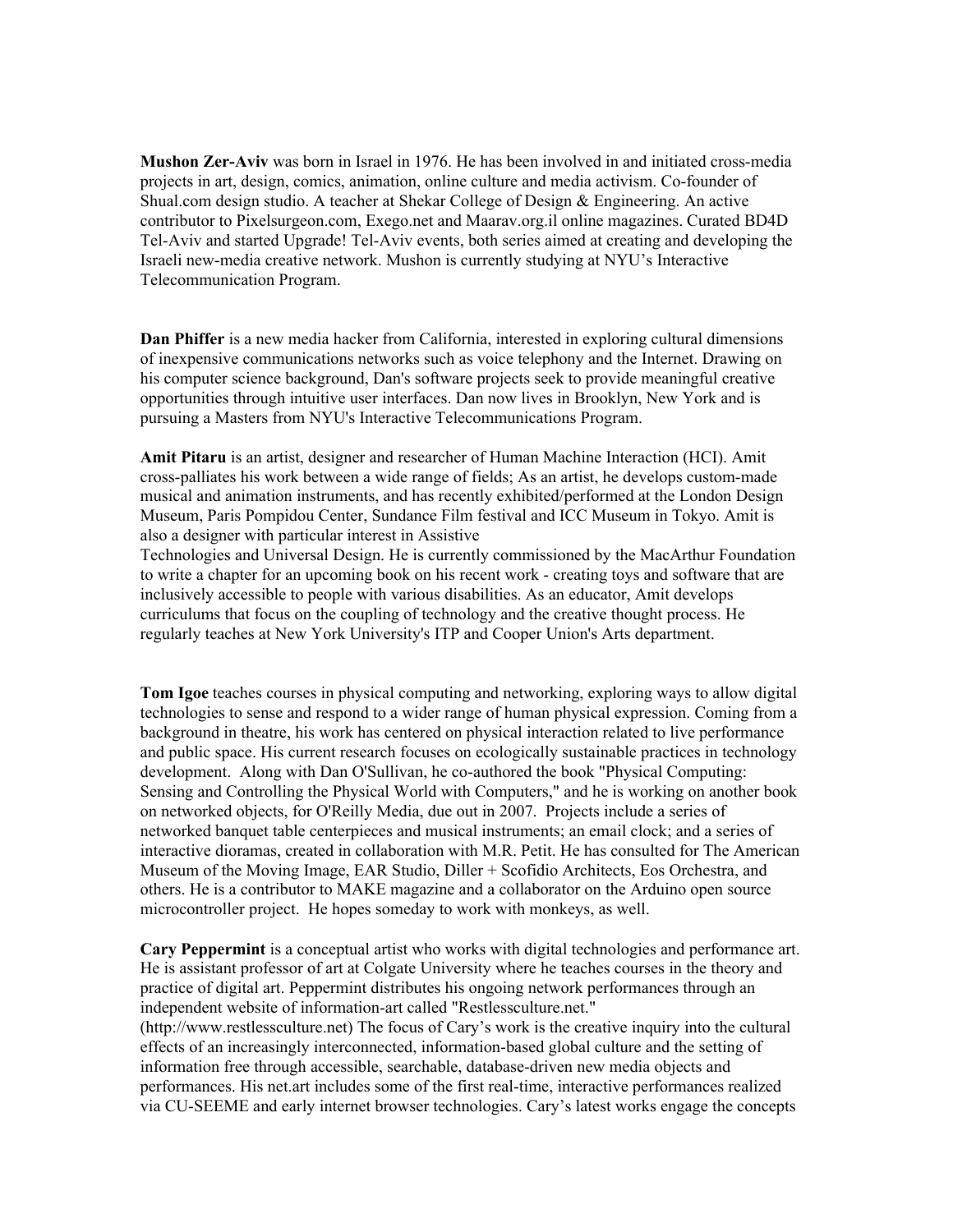**Mushon Zer-Aviv** was born in Israel in 1976. He has been involved in and initiated cross-media projects in art, design, comics, animation, online culture and media activism. Co-founder of Shual.com design studio. A teacher at Shekar College of Design & Engineering. An active contributor to Pixelsurgeon.com, Exego.net and Maarav.org.il online magazines. Curated BD4D Tel-Aviv and started Upgrade! Tel-Aviv events, both series aimed at creating and developing the Israeli new-media creative network. Mushon is currently studying at NYU's Interactive Telecommunication Program.

**Dan Phiffer** is a new media hacker from California, interested in exploring cultural dimensions of inexpensive communications networks such as voice telephony and the Internet. Drawing on his computer science background, Dan's software projects seek to provide meaningful creative opportunities through intuitive user interfaces. Dan now lives in Brooklyn, New York and is pursuing a Masters from NYU's Interactive Telecommunications Program.

**Amit Pitaru** is an artist, designer and researcher of Human Machine Interaction (HCI). Amit cross-palliates his work between a wide range of fields; As an artist, he develops custom-made musical and animation instruments, and has recently exhibited/performed at the London Design Museum, Paris Pompidou Center, Sundance Film festival and ICC Museum in Tokyo. Amit is also a designer with particular interest in Assistive Technologies and Universal Design. He is currently commissioned by the MacArthur Foundation to write a chapter for an upcoming book on his recent work - creating toys and software that are inclusively accessible to people with various disabilities. As an educator, Amit develops curriculums that focus on the coupling of technology and the creative thought process. He regularly teaches at New York University's ITP and Cooper Union's Arts department.

**Tom Igoe** teaches courses in physical computing and networking, exploring ways to allow digital technologies to sense and respond to a wider range of human physical expression. Coming from a background in theatre, his work has centered on physical interaction related to live performance and public space. His current research focuses on ecologically sustainable practices in technology development. Along with Dan O'Sullivan, he co-authored the book "Physical Computing: Sensing and Controlling the Physical World with Computers," and he is working on another book on networked objects, for O'Reilly Media, due out in 2007. Projects include a series of networked banquet table centerpieces and musical instruments; an email clock; and a series of interactive dioramas, created in collaboration with M.R. Petit. He has consulted for The American Museum of the Moving Image, EAR Studio, Diller + Scofidio Architects, Eos Orchestra, and others. He is a contributor to MAKE magazine and a collaborator on the Arduino open source microcontroller project. He hopes someday to work with monkeys, as well.

**Cary Peppermint** is a conceptual artist who works with digital technologies and performance art. He is assistant professor of art at Colgate University where he teaches courses in the theory and practice of digital art. Peppermint distributes his ongoing network performances through an independent website of information-art called "Restlessculture.net." (http://www.restlessculture.net) The focus of Cary's work is the creative inquiry into the cultural effects of an increasingly interconnected, information-based global culture and the setting of information free through accessible, searchable, database-driven new media objects and performances. His net.art includes some of the first real-time, interactive performances realized via CU-SEEME and early internet browser technologies. Cary's latest works engage the concepts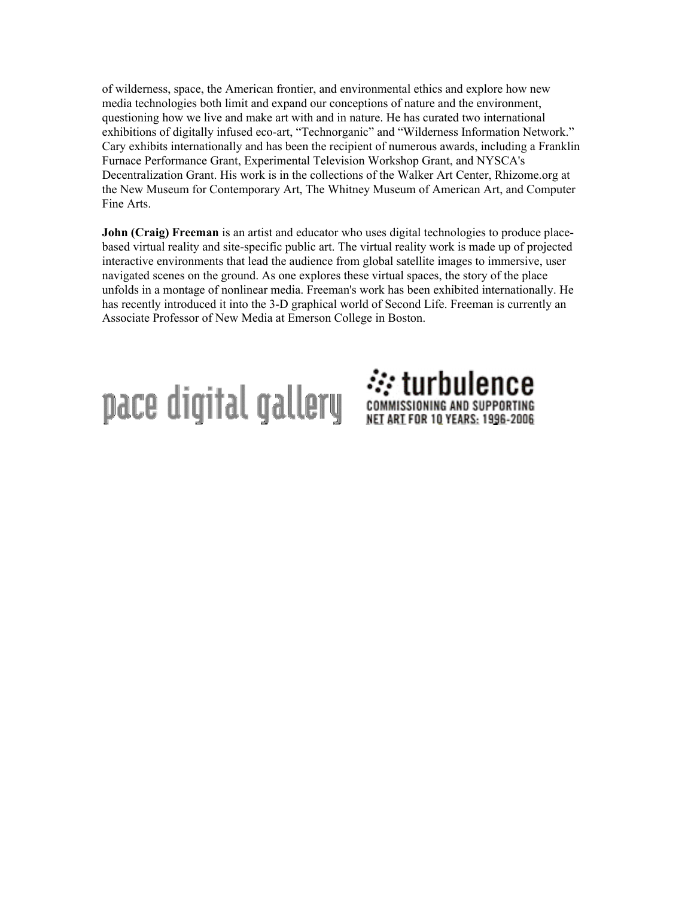of wilderness, space, the American frontier, and environmental ethics and explore how new media technologies both limit and expand our conceptions of nature and the environment, questioning how we live and make art with and in nature. He has curated two international exhibitions of digitally infused eco-art, "Technorganic" and "Wilderness Information Network." Cary exhibits internationally and has been the recipient of numerous awards, including a Franklin Furnace Performance Grant, Experimental Television Workshop Grant, and NYSCA's Decentralization Grant. His work is in the collections of the Walker Art Center, Rhizome.org at the New Museum for Contemporary Art, The Whitney Museum of American Art, and Computer Fine Arts.

**John (Craig) Freeman** is an artist and educator who uses digital technologies to produce place-based virtual reality and site-specific public art. The virtual reality work is made up of projected interactive environments that lead the audience from global satellite images to immersive, user navigated scenes on the ground. As one explores these virtual spaces, the story of the place unfolds in a montage of nonlinear media. Freeman's work has been exhibited internationally. He has recently introduced it into the 3-D graphical world of Second Life. Freeman is currently an Associate Professor of New Media at Emerson College in Boston.

pace digital gallery

turbulence
COMMISSIONING AND SUPPORTING NET ART FOR 10 YEARS: 1996-2006